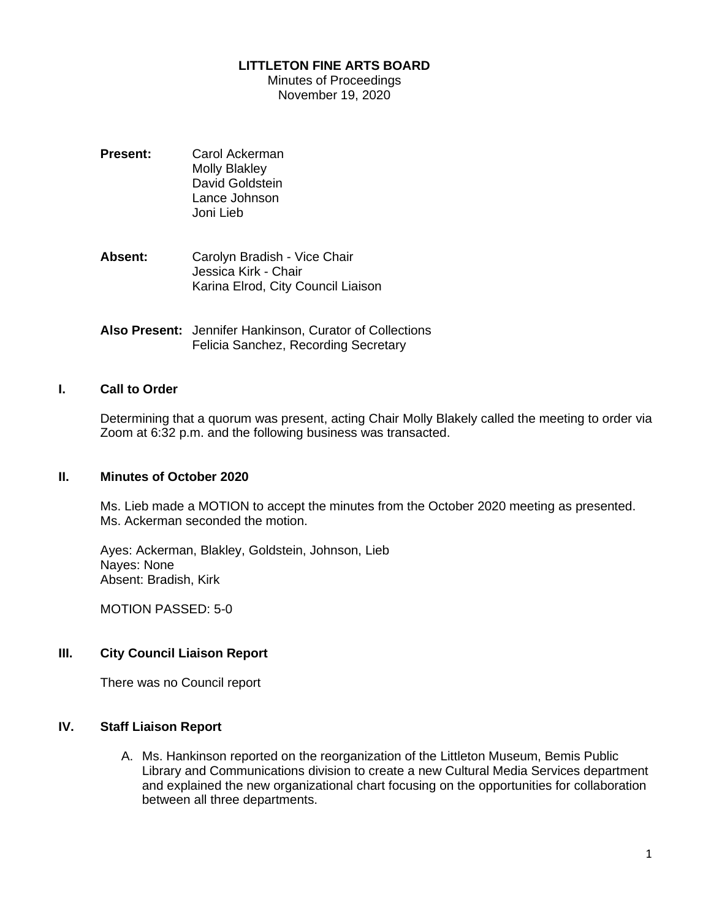**LITTLETON FINE ARTS BOARD**
Minutes of Proceedings
November 19, 2020

**Present:** Carol Ackerman
Molly Blakley
David Goldstein
Lance Johnson
Joni Lieb

**Absent:** Carolyn Bradish - Vice Chair
Jessica Kirk - Chair
Karina Elrod, City Council Liaison

**Also Present:** Jennifer Hankinson, Curator of Collections
Felicia Sanchez, Recording Secretary

## I. Call to Order

Determining that a quorum was present, acting Chair Molly Blakely called the meeting to order via Zoom at 6:32 p.m. and the following business was transacted.

## II. Minutes of October 2020

Ms. Lieb made a MOTION to accept the minutes from the October 2020 meeting as presented. Ms. Ackerman seconded the motion.

Ayes: Ackerman, Blakley, Goldstein, Johnson, Lieb
Nayes: None
Absent: Bradish, Kirk

MOTION PASSED: 5-0

## III. City Council Liaison Report

There was no Council report

## IV. Staff Liaison Report

A. Ms. Hankinson reported on the reorganization of the Littleton Museum, Bemis Public Library and Communications division to create a new Cultural Media Services department and explained the new organizational chart focusing on the opportunities for collaboration between all three departments.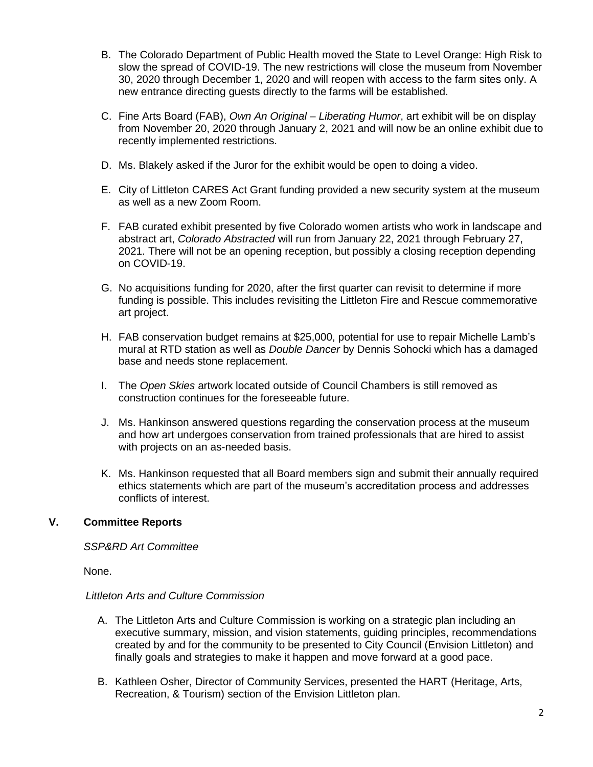B. The Colorado Department of Public Health moved the State to Level Orange: High Risk to slow the spread of COVID-19. The new restrictions will close the museum from November 30, 2020 through December 1, 2020 and will reopen with access to the farm sites only. A new entrance directing guests directly to the farms will be established.

C. Fine Arts Board (FAB), *Own An Original – Liberating Humor*, art exhibit will be on display from November 20, 2020 through January 2, 2021 and will now be an online exhibit due to recently implemented restrictions.

D. Ms. Blakely asked if the Juror for the exhibit would be open to doing a video.

E. City of Littleton CARES Act Grant funding provided a new security system at the museum as well as a new Zoom Room.

F. FAB curated exhibit presented by five Colorado women artists who work in landscape and abstract art, *Colorado Abstracted* will run from January 22, 2021 through February 27, 2021. There will not be an opening reception, but possibly a closing reception depending on COVID-19.

G. No acquisitions funding for 2020, after the first quarter can revisit to determine if more funding is possible. This includes revisiting the Littleton Fire and Rescue commemorative art project.

H. FAB conservation budget remains at $25,000, potential for use to repair Michelle Lamb's mural at RTD station as well as *Double Dancer* by Dennis Sohocki which has a damaged base and needs stone replacement.

I. The *Open Skies* artwork located outside of Council Chambers is still removed as construction continues for the foreseeable future.

J. Ms. Hankinson answered questions regarding the conservation process at the museum and how art undergoes conservation from trained professionals that are hired to assist with projects on an as-needed basis.

K. Ms. Hankinson requested that all Board members sign and submit their annually required ethics statements which are part of the museum's accreditation process and addresses conflicts of interest.

## V. Committee Reports

*SSP&RD Art Committee*

None.

*Littleton Arts and Culture Commission*

A. The Littleton Arts and Culture Commission is working on a strategic plan including an executive summary, mission, and vision statements, guiding principles, recommendations created by and for the community to be presented to City Council (Envision Littleton) and finally goals and strategies to make it happen and move forward at a good pace.

B. Kathleen Osher, Director of Community Services, presented the HART (Heritage, Arts, Recreation, & Tourism) section of the Envision Littleton plan.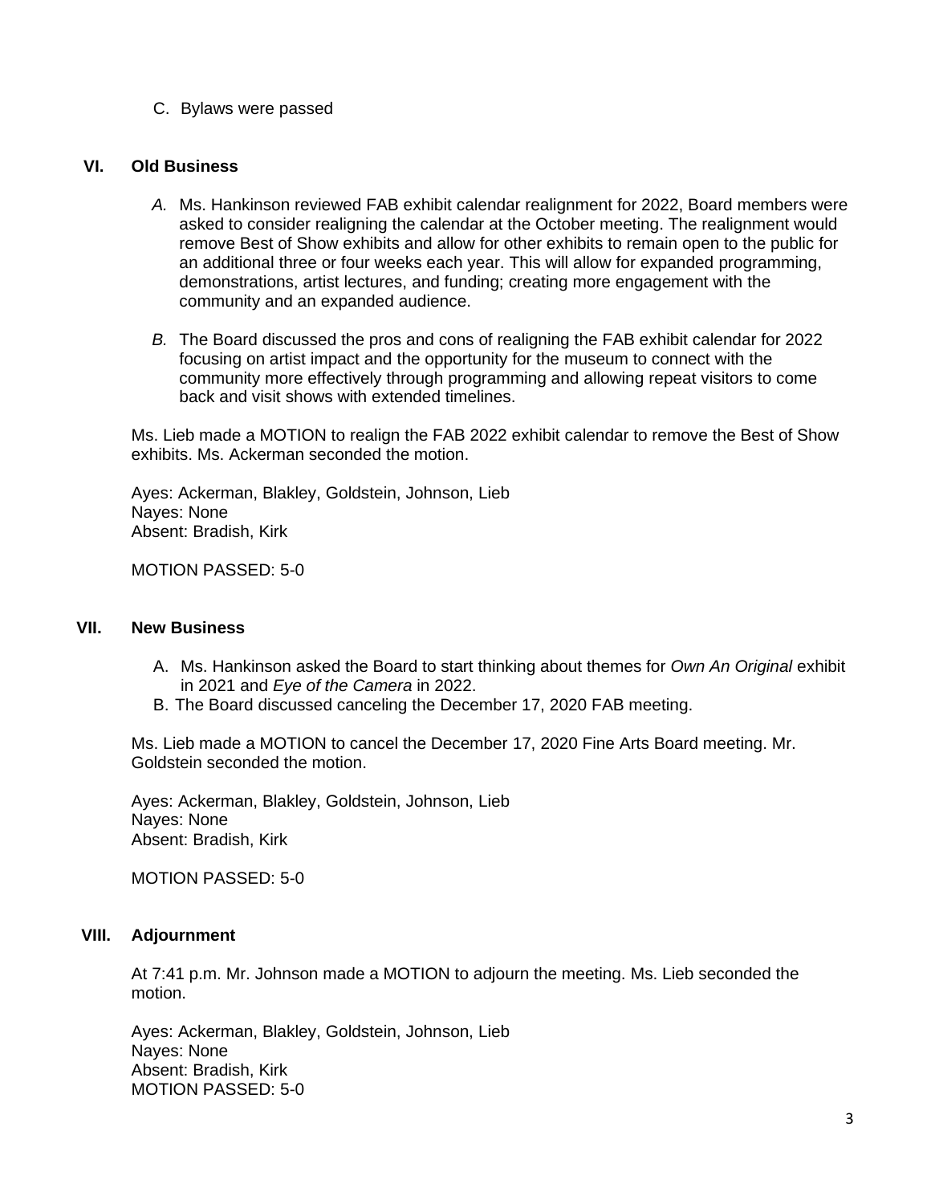C. Bylaws were passed

## VI. Old Business

*A.* Ms. Hankinson reviewed FAB exhibit calendar realignment for 2022, Board members were asked to consider realigning the calendar at the October meeting. The realignment would remove Best of Show exhibits and allow for other exhibits to remain open to the public for an additional three or four weeks each year. This will allow for expanded programming, demonstrations, artist lectures, and funding; creating more engagement with the community and an expanded audience.

*B.* The Board discussed the pros and cons of realigning the FAB exhibit calendar for 2022 focusing on artist impact and the opportunity for the museum to connect with the community more effectively through programming and allowing repeat visitors to come back and visit shows with extended timelines.

Ms. Lieb made a MOTION to realign the FAB 2022 exhibit calendar to remove the Best of Show exhibits. Ms. Ackerman seconded the motion.

Ayes: Ackerman, Blakley, Goldstein, Johnson, Lieb
Nayes: None
Absent: Bradish, Kirk

MOTION PASSED: 5-0

## VII. New Business

A. Ms. Hankinson asked the Board to start thinking about themes for *Own An Original* exhibit in 2021 and *Eye of the Camera* in 2022.
B. The Board discussed canceling the December 17, 2020 FAB meeting.

Ms. Lieb made a MOTION to cancel the December 17, 2020 Fine Arts Board meeting. Mr. Goldstein seconded the motion.

Ayes: Ackerman, Blakley, Goldstein, Johnson, Lieb
Nayes: None
Absent: Bradish, Kirk

MOTION PASSED: 5-0

## VIII. Adjournment

At 7:41 p.m. Mr. Johnson made a MOTION to adjourn the meeting. Ms. Lieb seconded the motion.

Ayes: Ackerman, Blakley, Goldstein, Johnson, Lieb
Nayes: None
Absent: Bradish, Kirk
MOTION PASSED: 5-0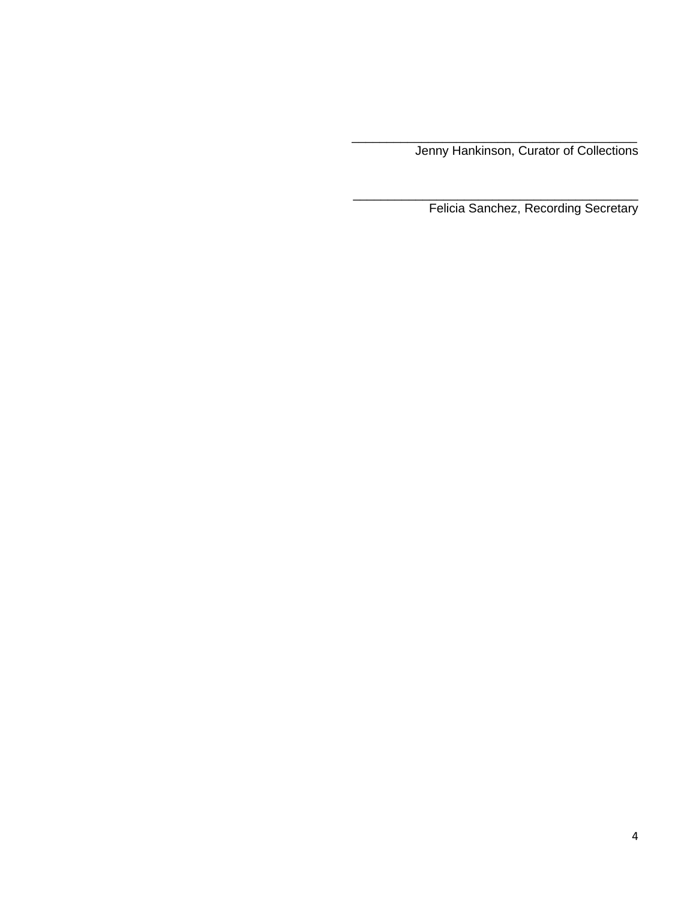\_\_\_\_\_\_\_\_\_\_\_\_\_\_\_\_\_\_\_\_\_\_\_\_\_\_\_\_\_\_\_\_\_\_\_\_\_\_\_\_\_\_

Jenny Hankinson, Curator of Collections

\_\_\_\_\_\_\_\_\_\_\_\_\_\_\_\_\_\_\_\_\_\_\_\_\_\_\_\_\_\_\_\_\_\_\_\_\_\_\_\_\_\_

Felicia Sanchez, Recording Secretary